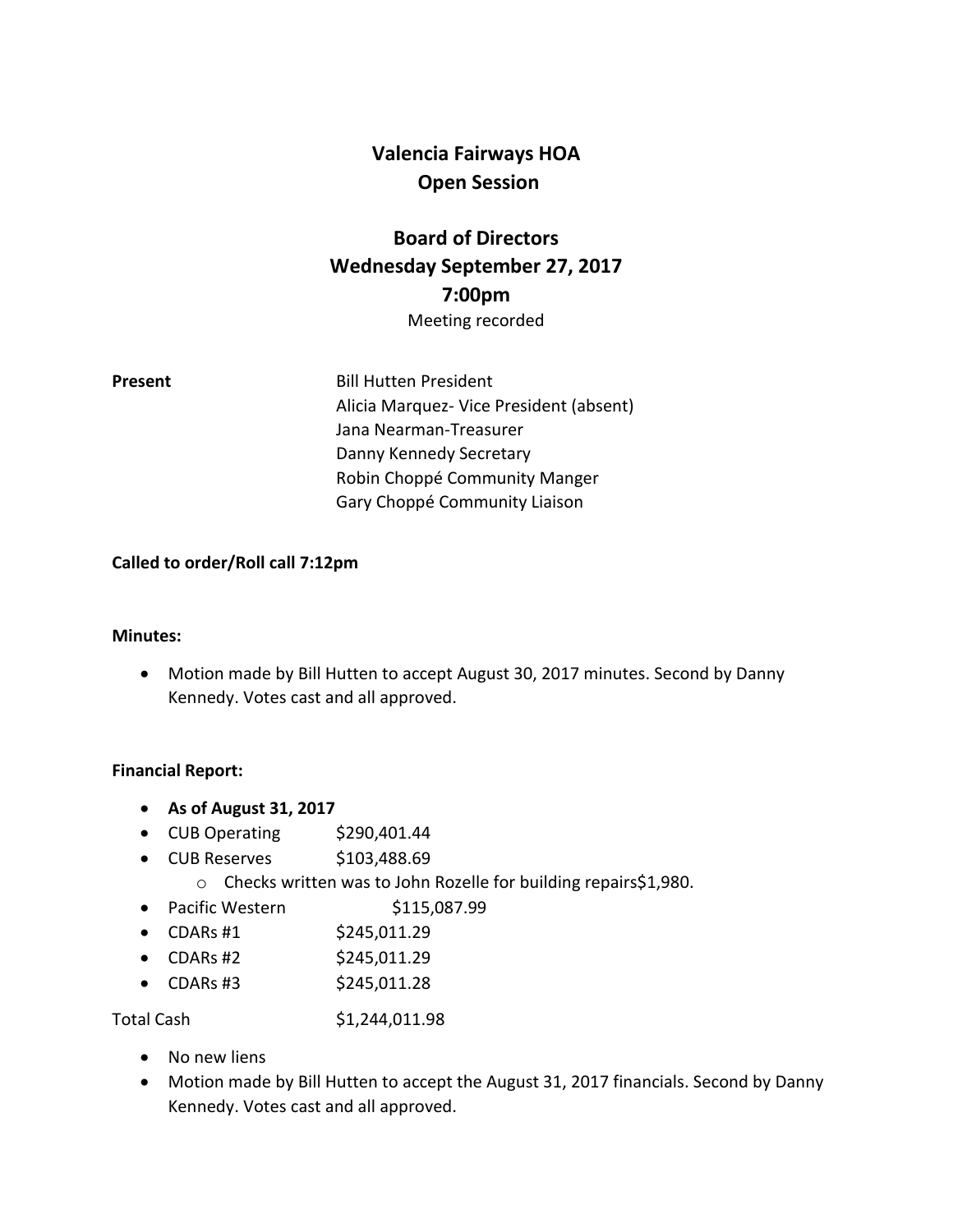# Valencia Fairways HOA
# Open Session

## Board of Directors
## Wednesday September 27, 2017
## 7:00pm

Meeting recorded

**Present**

Bill Hutten President
Alicia Marquez- Vice President (absent)
Jana Nearman-Treasurer
Danny Kennedy Secretary
Robin Choppé Community Manger
Gary Choppé Community Liaison

**Called to order/Roll call 7:12pm**

**Minutes:**

- Motion made by Bill Hutten to accept August 30, 2017 minutes. Second by Danny Kennedy. Votes cast and all approved.

**Financial Report:**

- **As of August 31, 2017**
- CUB Operating $290,401.44
- CUB Reserves $103,488.69
  - Checks written was to John Rozelle for building repairs$1,980.
- Pacific Western $115,087.99
- CDARs #1 $245,011.29
- CDARs #2 $245,011.29
- CDARs #3 $245,011.28

Total Cash $1,244,011.98

- No new liens
- Motion made by Bill Hutten to accept the August 31, 2017 financials. Second by Danny Kennedy. Votes cast and all approved.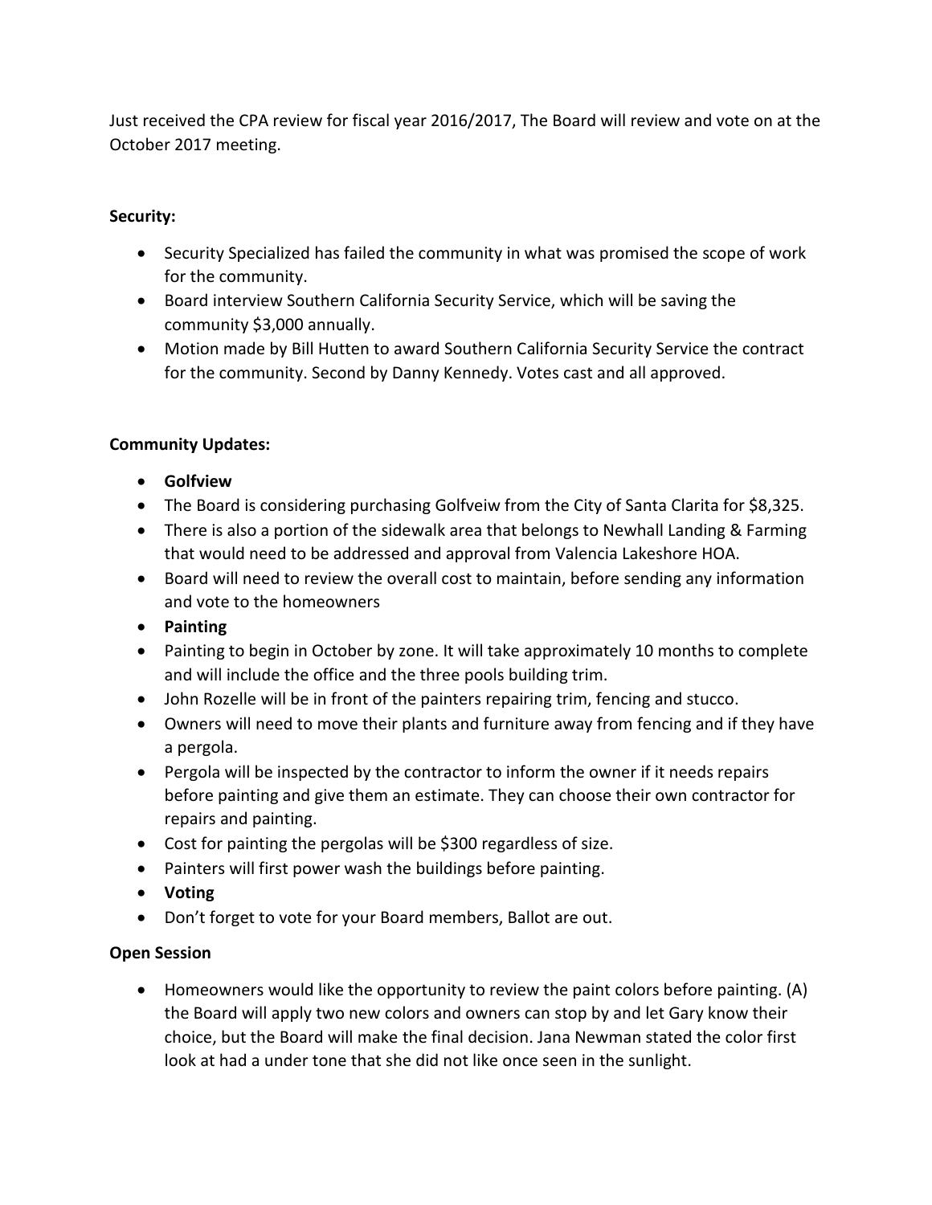Just received the CPA review for fiscal year 2016/2017, The Board will review and vote on at the October 2017 meeting.

**Security:**

- Security Specialized has failed the community in what was promised the scope of work for the community.
- Board interview Southern California Security Service, which will be saving the community $3,000 annually.
- Motion made by Bill Hutten to award Southern California Security Service the contract for the community. Second by Danny Kennedy. Votes cast and all approved.

**Community Updates:**

- **Golfview**
- The Board is considering purchasing Golfveiw from the City of Santa Clarita for $8,325.
- There is also a portion of the sidewalk area that belongs to Newhall Landing & Farming that would need to be addressed and approval from Valencia Lakeshore HOA.
- Board will need to review the overall cost to maintain, before sending any information and vote to the homeowners
- **Painting**
- Painting to begin in October by zone. It will take approximately 10 months to complete and will include the office and the three pools building trim.
- John Rozelle will be in front of the painters repairing trim, fencing and stucco.
- Owners will need to move their plants and furniture away from fencing and if they have a pergola.
- Pergola will be inspected by the contractor to inform the owner if it needs repairs before painting and give them an estimate. They can choose their own contractor for repairs and painting.
- Cost for painting the pergolas will be $300 regardless of size.
- Painters will first power wash the buildings before painting.
- **Voting**
- Don't forget to vote for your Board members, Ballot are out.

**Open Session**

- Homeowners would like the opportunity to review the paint colors before painting. (A) the Board will apply two new colors and owners can stop by and let Gary know their choice, but the Board will make the final decision. Jana Newman stated the color first look at had a under tone that she did not like once seen in the sunlight.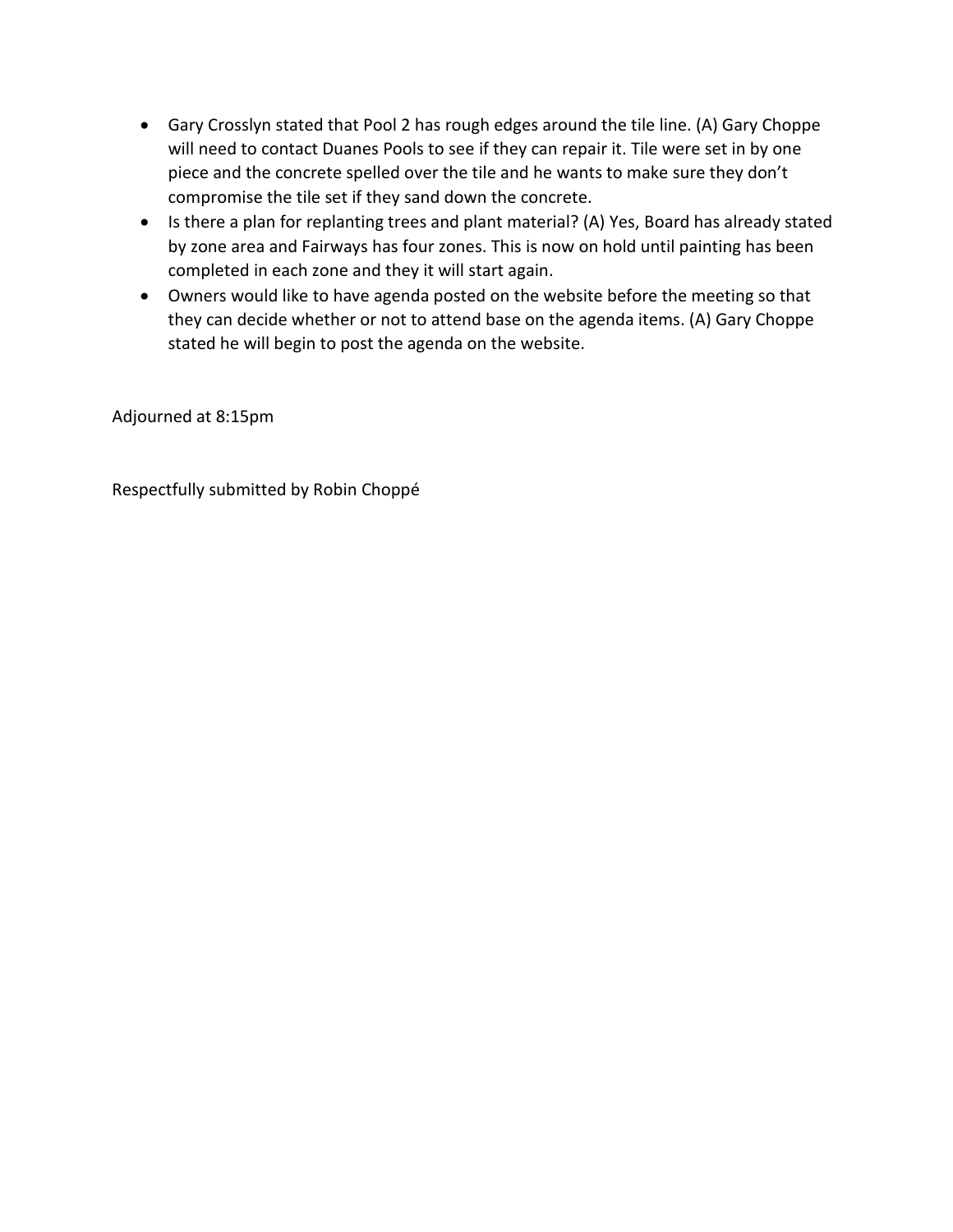- Gary Crosslyn stated that Pool 2 has rough edges around the tile line. (A) Gary Choppe will need to contact Duanes Pools to see if they can repair it. Tile were set in by one piece and the concrete spelled over the tile and he wants to make sure they don't compromise the tile set if they sand down the concrete.
- Is there a plan for replanting trees and plant material? (A) Yes, Board has already stated by zone area and Fairways has four zones. This is now on hold until painting has been completed in each zone and they it will start again.
- Owners would like to have agenda posted on the website before the meeting so that they can decide whether or not to attend base on the agenda items. (A) Gary Choppe stated he will begin to post the agenda on the website.

Adjourned at 8:15pm

Respectfully submitted by Robin Choppé